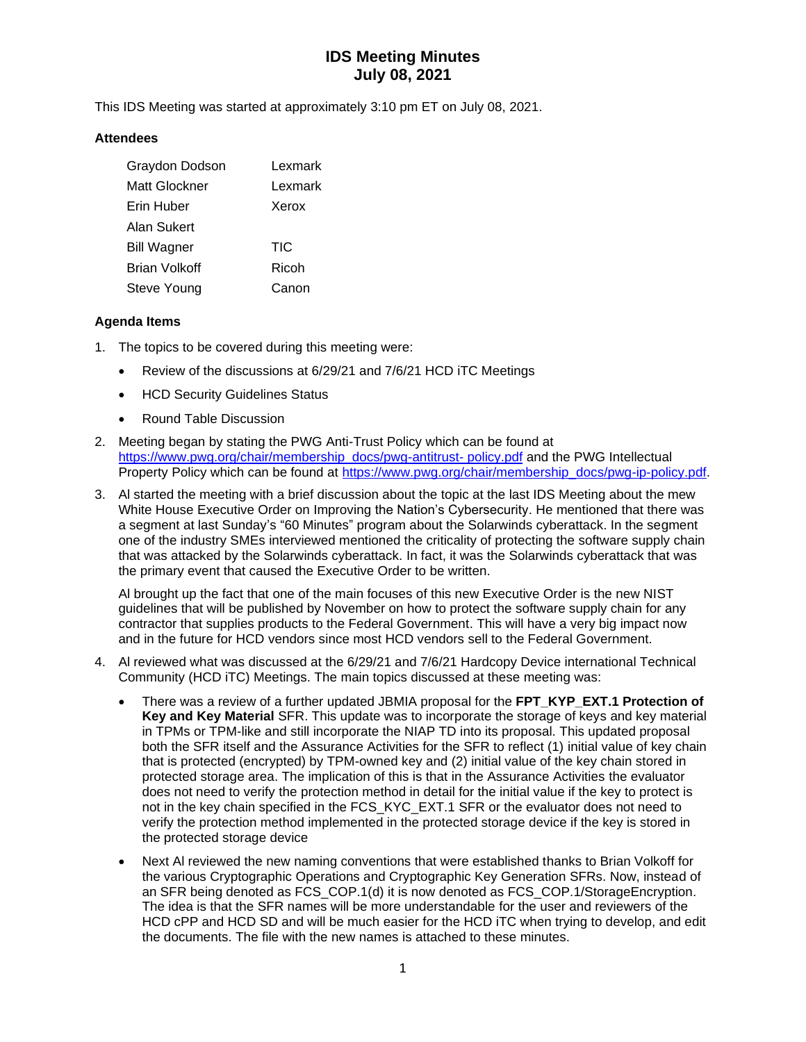# IDS Meeting Minutes
# July 08, 2021

This IDS Meeting was started at approximately 3:10 pm ET on July 08, 2021.

### Attendees

| | |
|---|---|
| Graydon Dodson | Lexmark |
| Matt Glockner | Lexmark |
| Erin Huber | Xerox |
| Alan Sukert | |
| Bill Wagner | TIC |
| Brian Volkoff | Ricoh |
| Steve Young | Canon |

### Agenda Items

1. The topics to be covered during this meeting were:
   - Review of the discussions at 6/29/21 and 7/6/21 HCD iTC Meetings
   - HCD Security Guidelines Status
   - Round Table Discussion

2. Meeting began by stating the PWG Anti-Trust Policy which can be found at https://www.pwg.org/chair/membership_docs/pwg-antitrust- policy.pdf and the PWG Intellectual Property Policy which can be found at https://www.pwg.org/chair/membership_docs/pwg-ip-policy.pdf.

3. Al started the meeting with a brief discussion about the topic at the last IDS Meeting about the mew White House Executive Order on Improving the Nation's Cybersecurity. He mentioned that there was a segment at last Sunday's "60 Minutes" program about the Solarwinds cyberattack. In the segment one of the industry SMEs interviewed mentioned the criticality of protecting the software supply chain that was attacked by the Solarwinds cyberattack. In fact, it was the Solarwinds cyberattack that was the primary event that caused the Executive Order to be written.

   Al brought up the fact that one of the main focuses of this new Executive Order is the new NIST guidelines that will be published by November on how to protect the software supply chain for any contractor that supplies products to the Federal Government. This will have a very big impact now and in the future for HCD vendors since most HCD vendors sell to the Federal Government.

4. Al reviewed what was discussed at the 6/29/21 and 7/6/21 Hardcopy Device international Technical Community (HCD iTC) Meetings. The main topics discussed at these meeting was:
   - There was a review of a further updated JBMIA proposal for the **FPT_KYP_EXT.1 Protection of Key and Key Material** SFR. This update was to incorporate the storage of keys and key material in TPMs or TPM-like and still incorporate the NIAP TD into its proposal. This updated proposal both the SFR itself and the Assurance Activities for the SFR to reflect (1) initial value of key chain that is protected (encrypted) by TPM-owned key and (2) initial value of the key chain stored in protected storage area. The implication of this is that in the Assurance Activities the evaluator does not need to verify the protection method in detail for the initial value if the key to protect is not in the key chain specified in the FCS_KYC_EXT.1 SFR or the evaluator does not need to verify the protection method implemented in the protected storage device if the key is stored in the protected storage device
   - Next Al reviewed the new naming conventions that were established thanks to Brian Volkoff for the various Cryptographic Operations and Cryptographic Key Generation SFRs. Now, instead of an SFR being denoted as FCS_COP.1(d) it is now denoted as FCS_COP.1/StorageEncryption. The idea is that the SFR names will be more understandable for the user and reviewers of the HCD cPP and HCD SD and will be much easier for the HCD iTC when trying to develop, and edit the documents. The file with the new names is attached to these minutes.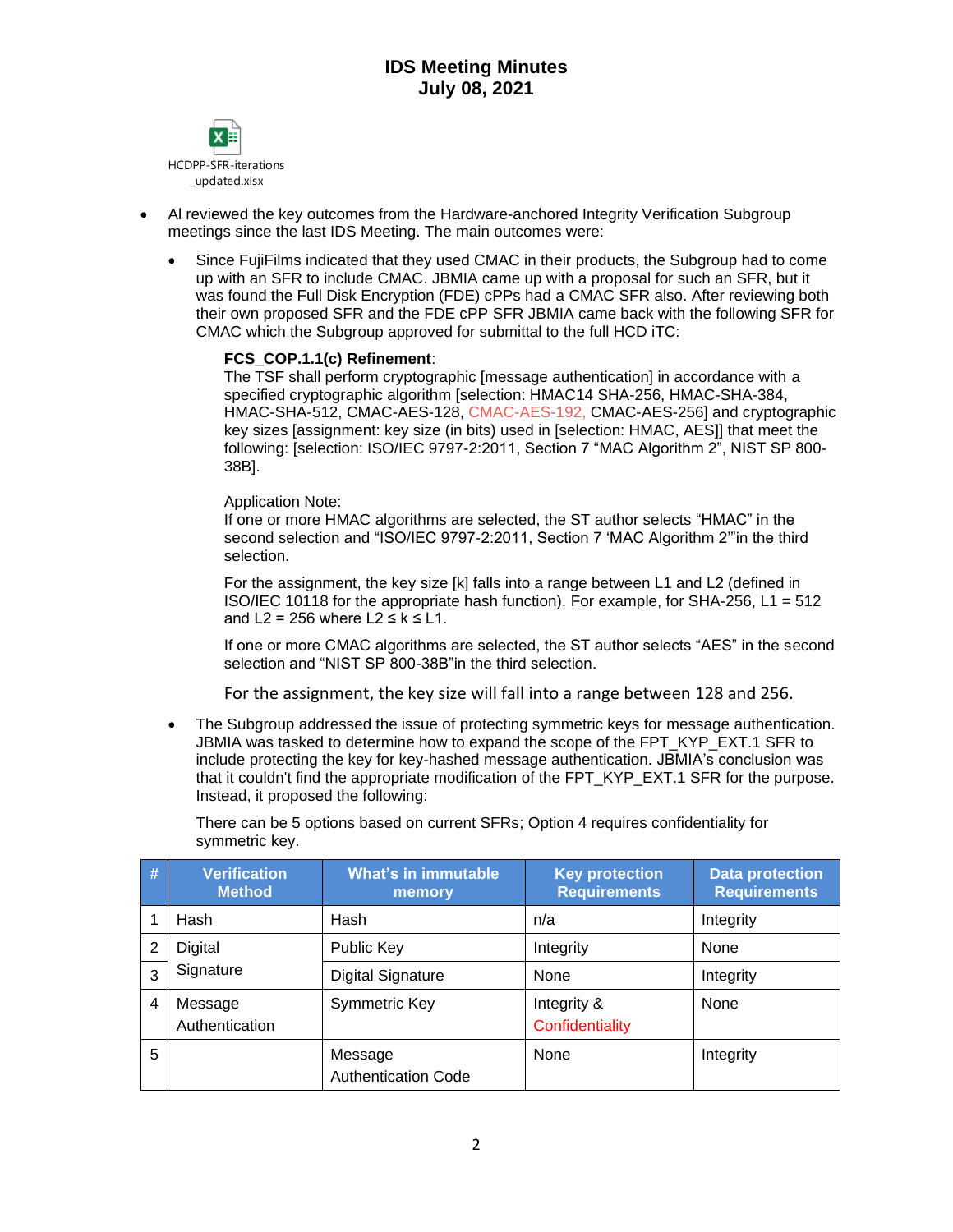# IDS Meeting Minutes
# July 08, 2021

HCDPP-SFR-iterations_updated.xlsx

- Al reviewed the key outcomes from the Hardware-anchored Integrity Verification Subgroup meetings since the last IDS Meeting. The main outcomes were:
  - Since FujiFilms indicated that they used CMAC in their products, the Subgroup had to come up with an SFR to include CMAC. JBMIA came up with a proposal for such an SFR, but it was found the Full Disk Encryption (FDE) cPPs had a CMAC SFR also. After reviewing both their own proposed SFR and the FDE cPP SFR JBMIA came back with the following SFR for CMAC which the Subgroup approved for submittal to the full HCD iTC:

    **FCS_COP.1.1(c) Refinement**:
    The TSF shall perform cryptographic [message authentication] in accordance with a specified cryptographic algorithm [selection: HMAC14 SHA-256, HMAC-SHA-384, HMAC-SHA-512, CMAC-AES-128, CMAC-AES-192, CMAC-AES-256] and cryptographic key sizes [assignment: key size (in bits) used in [selection: HMAC, AES]] that meet the following: [selection: ISO/IEC 9797-2:2011, Section 7 "MAC Algorithm 2", NIST SP 800-38B].

    Application Note:
    If one or more HMAC algorithms are selected, the ST author selects "HMAC" in the second selection and "ISO/IEC 9797-2:2011, Section 7 'MAC Algorithm 2'"in the third selection.

    For the assignment, the key size [k] falls into a range between L1 and L2 (defined in ISO/IEC 10118 for the appropriate hash function). For example, for SHA-256, L1 = 512 and L2 = 256 where L2 ≤ k ≤ L1.

    If one or more CMAC algorithms are selected, the ST author selects "AES" in the second selection and "NIST SP 800-38B"in the third selection.

    For the assignment, the key size will fall into a range between 128 and 256.

  - The Subgroup addressed the issue of protecting symmetric keys for message authentication. JBMIA was tasked to determine how to expand the scope of the FPT_KYP_EXT.1 SFR to include protecting the key for key-hashed message authentication. JBMIA's conclusion was that it couldn't find the appropriate modification of the FPT_KYP_EXT.1 SFR for the purpose. Instead, it proposed the following:

    There can be 5 options based on current SFRs; Option 4 requires confidentiality for symmetric key.

| # | Verification Method | What's in immutable memory | Key protection Requirements | Data protection Requirements |
|---|---|---|---|---|
| 1 | Hash | Hash | n/a | Integrity |
| 2 | Digital Signature | Public Key | Integrity | None |
| 3 | | Digital Signature | None | Integrity |
| 4 | Message Authentication | Symmetric Key | Integrity & Confidentiality | None |
| 5 | | Message Authentication Code | None | Integrity |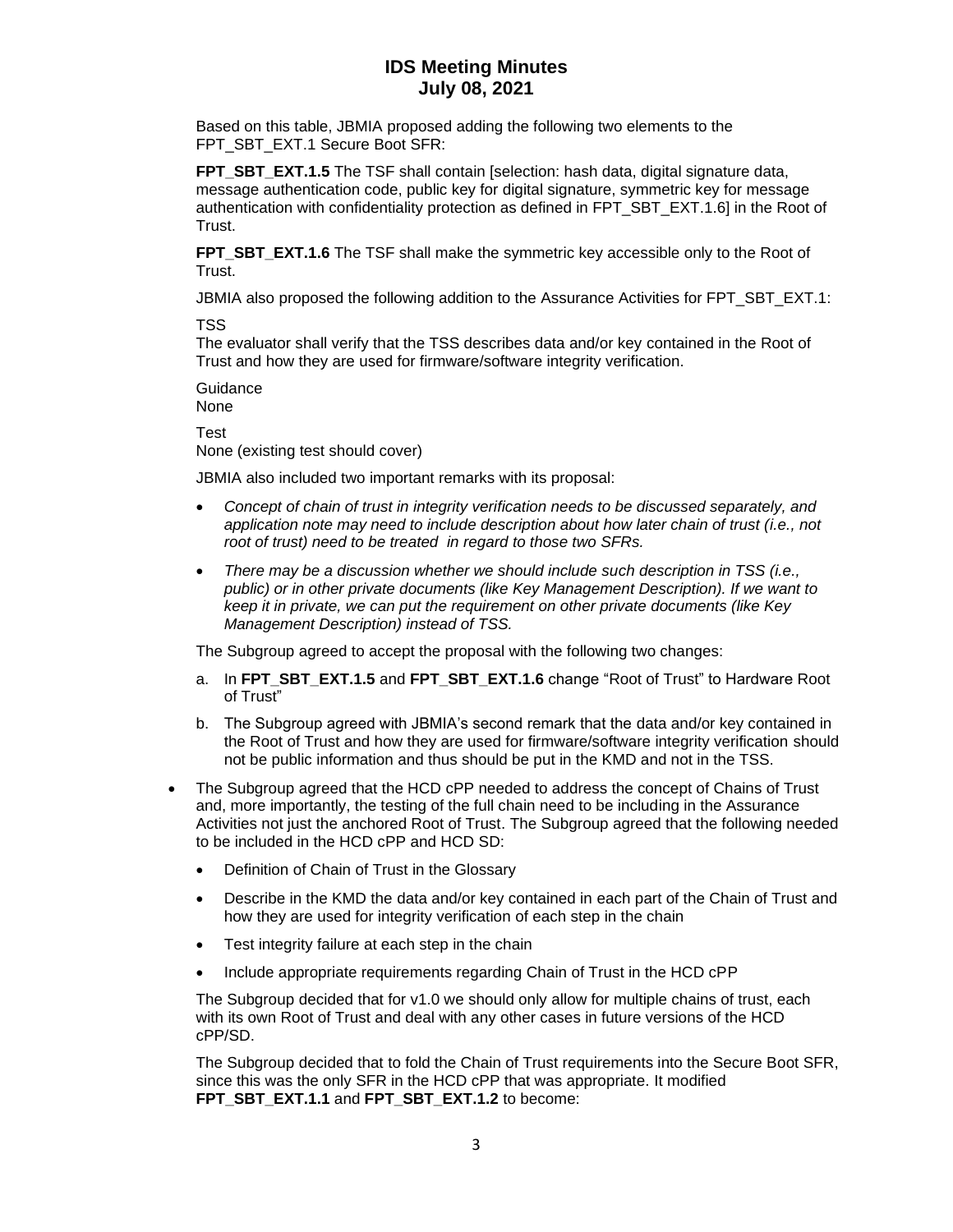Based on this table, JBMIA proposed adding the following two elements to the FPT_SBT_EXT.1 Secure Boot SFR:

**FPT_SBT_EXT.1.5** The TSF shall contain [selection: hash data, digital signature data, message authentication code, public key for digital signature, symmetric key for message authentication with confidentiality protection as defined in FPT_SBT_EXT.1.6] in the Root of Trust.

**FPT_SBT_EXT.1.6** The TSF shall make the symmetric key accessible only to the Root of Trust.

JBMIA also proposed the following addition to the Assurance Activities for FPT_SBT_EXT.1:

TSS
The evaluator shall verify that the TSS describes data and/or key contained in the Root of Trust and how they are used for firmware/software integrity verification.

Guidance
None

Test
None (existing test should cover)

JBMIA also included two important remarks with its proposal:

- *Concept of chain of trust in integrity verification needs to be discussed separately, and application note may need to include description about how later chain of trust (i.e., not root of trust) need to be treated in regard to those two SFRs.*
- *There may be a discussion whether we should include such description in TSS (i.e., public) or in other private documents (like Key Management Description). If we want to keep it in private, we can put the requirement on other private documents (like Key Management Description) instead of TSS.*

The Subgroup agreed to accept the proposal with the following two changes:

a. In **FPT_SBT_EXT.1.5** and **FPT_SBT_EXT.1.6** change "Root of Trust" to Hardware Root of Trust"
b. The Subgroup agreed with JBMIA's second remark that the data and/or key contained in the Root of Trust and how they are used for firmware/software integrity verification should not be public information and thus should be put in the KMD and not in the TSS.

- The Subgroup agreed that the HCD cPP needed to address the concept of Chains of Trust and, more importantly, the testing of the full chain need to be including in the Assurance Activities not just the anchored Root of Trust. The Subgroup agreed that the following needed to be included in the HCD cPP and HCD SD:
  - Definition of Chain of Trust in the Glossary
  - Describe in the KMD the data and/or key contained in each part of the Chain of Trust and how they are used for integrity verification of each step in the chain
  - Test integrity failure at each step in the chain
  - Include appropriate requirements regarding Chain of Trust in the HCD cPP

  The Subgroup decided that for v1.0 we should only allow for multiple chains of trust, each with its own Root of Trust and deal with any other cases in future versions of the HCD cPP/SD.

  The Subgroup decided that to fold the Chain of Trust requirements into the Secure Boot SFR, since this was the only SFR in the HCD cPP that was appropriate. It modified **FPT_SBT_EXT.1.1** and **FPT_SBT_EXT.1.2** to become: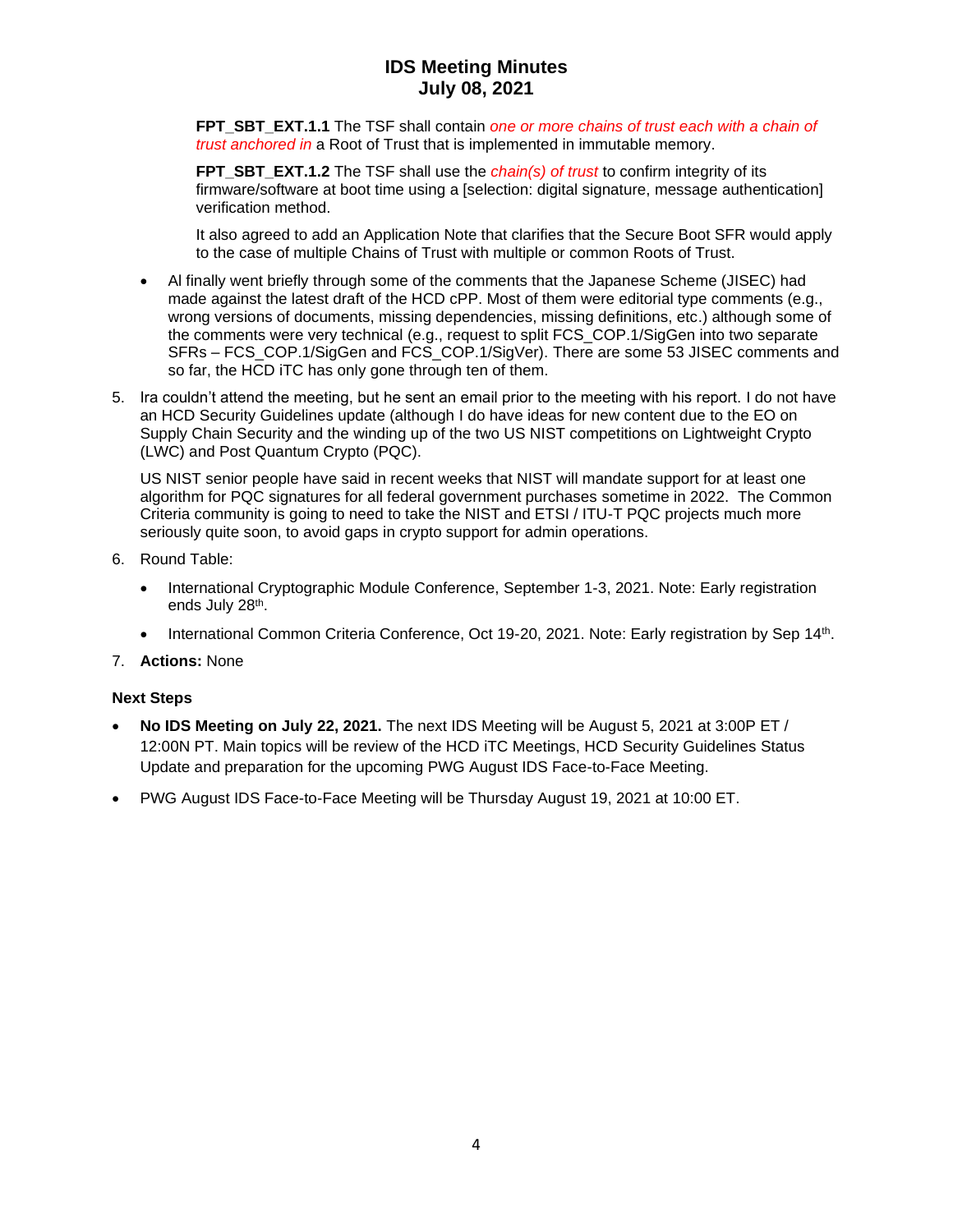**FPT_SBT_EXT.1.1** The TSF shall contain *one or more chains of trust each with a chain of trust anchored in* a Root of Trust that is implemented in immutable memory.

**FPT_SBT_EXT.1.2** The TSF shall use the *chain(s) of trust* to confirm integrity of its firmware/software at boot time using a [selection: digital signature, message authentication] verification method.

It also agreed to add an Application Note that clarifies that the Secure Boot SFR would apply to the case of multiple Chains of Trust with multiple or common Roots of Trust.

- Al finally went briefly through some of the comments that the Japanese Scheme (JISEC) had made against the latest draft of the HCD cPP. Most of them were editorial type comments (e.g., wrong versions of documents, missing dependencies, missing definitions, etc.) although some of the comments were very technical (e.g., request to split FCS_COP.1/SigGen into two separate SFRs – FCS_COP.1/SigGen and FCS_COP.1/SigVer). There are some 53 JISEC comments and so far, the HCD iTC has only gone through ten of them.

5. Ira couldn't attend the meeting, but he sent an email prior to the meeting with his report. I do not have an HCD Security Guidelines update (although I do have ideas for new content due to the EO on Supply Chain Security and the winding up of the two US NIST competitions on Lightweight Crypto (LWC) and Post Quantum Crypto (PQC).

   US NIST senior people have said in recent weeks that NIST will mandate support for at least one algorithm for PQC signatures for all federal government purchases sometime in 2022. The Common Criteria community is going to need to take the NIST and ETSI / ITU-T PQC projects much more seriously quite soon, to avoid gaps in crypto support for admin operations.

6. Round Table:

   - International Cryptographic Module Conference, September 1-3, 2021. Note: Early registration ends July 28th.
   - International Common Criteria Conference, Oct 19-20, 2021. Note: Early registration by Sep 14th.

7. **Actions:** None

**Next Steps**

- **No IDS Meeting on July 22, 2021.** The next IDS Meeting will be August 5, 2021 at 3:00P ET / 12:00N PT. Main topics will be review of the HCD iTC Meetings, HCD Security Guidelines Status Update and preparation for the upcoming PWG August IDS Face-to-Face Meeting.
- PWG August IDS Face-to-Face Meeting will be Thursday August 19, 2021 at 10:00 ET.